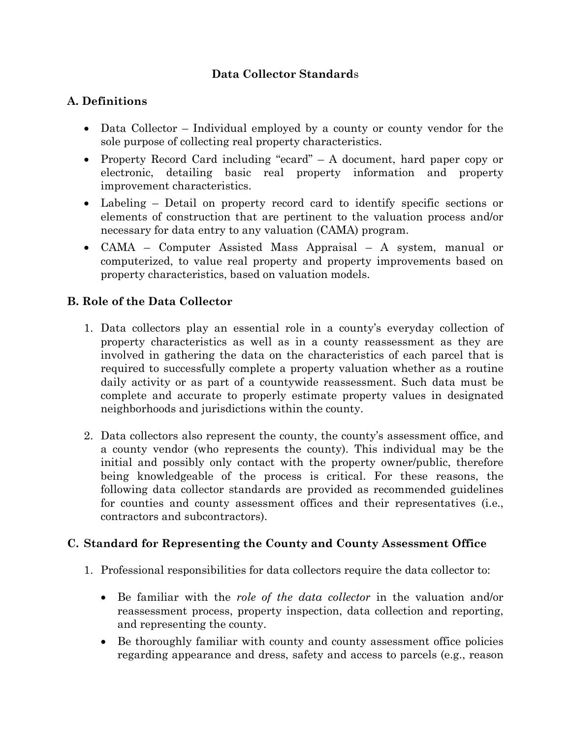# Data Collector Standards

## A. Definitions

- Data Collector – Individual employed by a county or county vendor for the sole purpose of collecting real property characteristics.
- Property Record Card including "ecard" – A document, hard paper copy or electronic, detailing basic real property information and property improvement characteristics.
- Labeling – Detail on property record card to identify specific sections or elements of construction that are pertinent to the valuation process and/or necessary for data entry to any valuation (CAMA) program.
- CAMA – Computer Assisted Mass Appraisal – A system, manual or computerized, to value real property and property improvements based on property characteristics, based on valuation models.

## B. Role of the Data Collector

1. Data collectors play an essential role in a county's everyday collection of property characteristics as well as in a county reassessment as they are involved in gathering the data on the characteristics of each parcel that is required to successfully complete a property valuation whether as a routine daily activity or as part of a countywide reassessment. Such data must be complete and accurate to properly estimate property values in designated neighborhoods and jurisdictions within the county.

2. Data collectors also represent the county, the county's assessment office, and a county vendor (who represents the county). This individual may be the initial and possibly only contact with the property owner/public, therefore being knowledgeable of the process is critical. For these reasons, the following data collector standards are provided as recommended guidelines for counties and county assessment offices and their representatives (i.e., contractors and subcontractors).

## C. Standard for Representing the County and County Assessment Office

1. Professional responsibilities for data collectors require the data collector to:

   - Be familiar with the *role of the data collector* in the valuation and/or reassessment process, property inspection, data collection and reporting, and representing the county.
   - Be thoroughly familiar with county and county assessment office policies regarding appearance and dress, safety and access to parcels (e.g., reason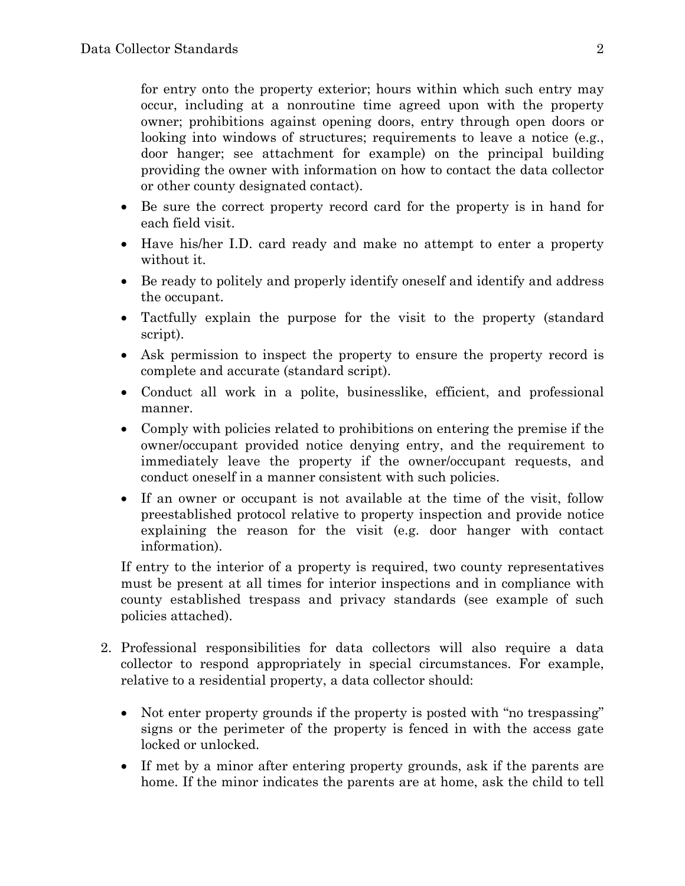for entry onto the property exterior; hours within which such entry may occur, including at a nonroutine time agreed upon with the property owner; prohibitions against opening doors, entry through open doors or looking into windows of structures; requirements to leave a notice (e.g., door hanger; see attachment for example) on the principal building providing the owner with information on how to contact the data collector or other county designated contact).

- Be sure the correct property record card for the property is in hand for each field visit.
- Have his/her I.D. card ready and make no attempt to enter a property without it.
- Be ready to politely and properly identify oneself and identify and address the occupant.
- Tactfully explain the purpose for the visit to the property (standard script).
- Ask permission to inspect the property to ensure the property record is complete and accurate (standard script).
- Conduct all work in a polite, businesslike, efficient, and professional manner.
- Comply with policies related to prohibitions on entering the premise if the owner/occupant provided notice denying entry, and the requirement to immediately leave the property if the owner/occupant requests, and conduct oneself in a manner consistent with such policies.
- If an owner or occupant is not available at the time of the visit, follow preestablished protocol relative to property inspection and provide notice explaining the reason for the visit (e.g. door hanger with contact information).

If entry to the interior of a property is required, two county representatives must be present at all times for interior inspections and in compliance with county established trespass and privacy standards (see example of such policies attached).

2. Professional responsibilities for data collectors will also require a data collector to respond appropriately in special circumstances. For example, relative to a residential property, a data collector should:

   - Not enter property grounds if the property is posted with "no trespassing" signs or the perimeter of the property is fenced in with the access gate locked or unlocked.
   - If met by a minor after entering property grounds, ask if the parents are home. If the minor indicates the parents are at home, ask the child to tell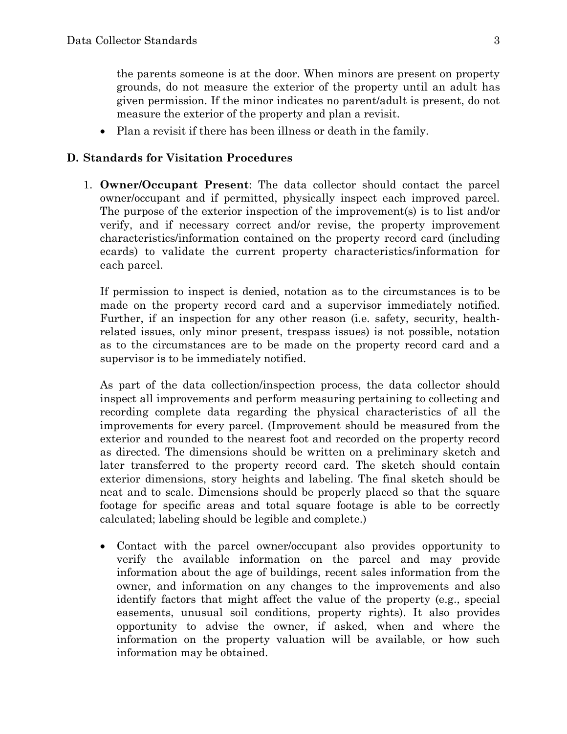the parents someone is at the door. When minors are present on property grounds, do not measure the exterior of the property until an adult has given permission. If the minor indicates no parent/adult is present, do not measure the exterior of the property and plan a revisit.

- Plan a revisit if there has been illness or death in the family.

### D. Standards for Visitation Procedures

1. **Owner/Occupant Present**: The data collector should contact the parcel owner/occupant and if permitted, physically inspect each improved parcel. The purpose of the exterior inspection of the improvement(s) is to list and/or verify, and if necessary correct and/or revise, the property improvement characteristics/information contained on the property record card (including ecards) to validate the current property characteristics/information for each parcel.

   If permission to inspect is denied, notation as to the circumstances is to be made on the property record card and a supervisor immediately notified. Further, if an inspection for any other reason (i.e. safety, security, health-related issues, only minor present, trespass issues) is not possible, notation as to the circumstances are to be made on the property record card and a supervisor is to be immediately notified.

   As part of the data collection/inspection process, the data collector should inspect all improvements and perform measuring pertaining to collecting and recording complete data regarding the physical characteristics of all the improvements for every parcel. (Improvement should be measured from the exterior and rounded to the nearest foot and recorded on the property record as directed. The dimensions should be written on a preliminary sketch and later transferred to the property record card. The sketch should contain exterior dimensions, story heights and labeling. The final sketch should be neat and to scale. Dimensions should be properly placed so that the square footage for specific areas and total square footage is able to be correctly calculated; labeling should be legible and complete.)

   - Contact with the parcel owner/occupant also provides opportunity to verify the available information on the parcel and may provide information about the age of buildings, recent sales information from the owner, and information on any changes to the improvements and also identify factors that might affect the value of the property (e.g., special easements, unusual soil conditions, property rights). It also provides opportunity to advise the owner, if asked, when and where the information on the property valuation will be available, or how such information may be obtained.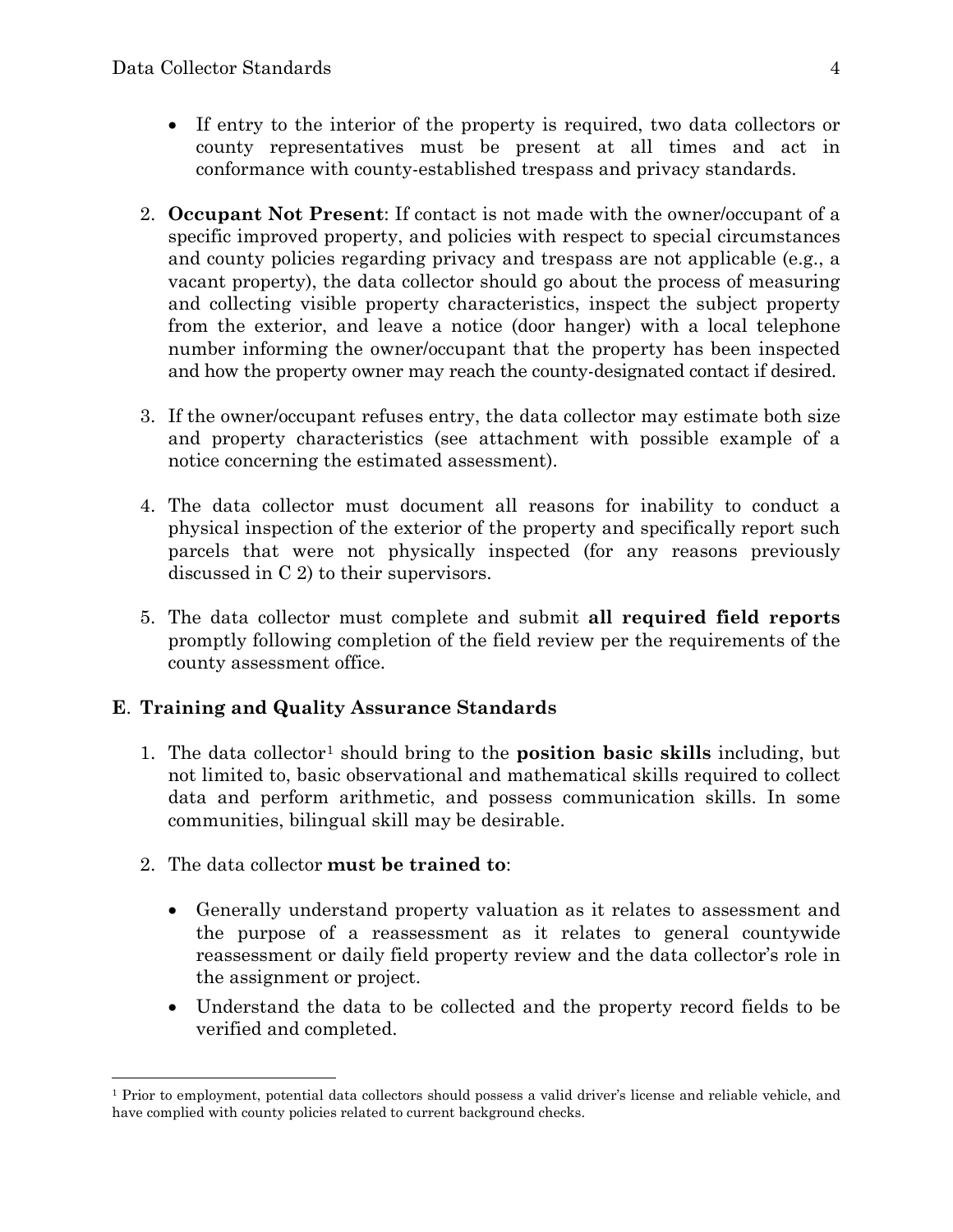- If entry to the interior of the property is required, two data collectors or county representatives must be present at all times and act in conformance with county-established trespass and privacy standards.

2. **Occupant Not Present**: If contact is not made with the owner/occupant of a specific improved property, and policies with respect to special circumstances and county policies regarding privacy and trespass are not applicable (e.g., a vacant property), the data collector should go about the process of measuring and collecting visible property characteristics, inspect the subject property from the exterior, and leave a notice (door hanger) with a local telephone number informing the owner/occupant that the property has been inspected and how the property owner may reach the county-designated contact if desired.

3. If the owner/occupant refuses entry, the data collector may estimate both size and property characteristics (see attachment with possible example of a notice concerning the estimated assessment).

4. The data collector must document all reasons for inability to conduct a physical inspection of the exterior of the property and specifically report such parcels that were not physically inspected (for any reasons previously discussed in C 2) to their supervisors.

5. The data collector must complete and submit **all required field reports** promptly following completion of the field review per the requirements of the county assessment office.

## E. Training and Quality Assurance Standards

1. The data collector[1] should bring to the **position basic skills** including, but not limited to, basic observational and mathematical skills required to collect data and perform arithmetic, and possess communication skills. In some communities, bilingual skill may be desirable.

2. The data collector **must be trained to**:

   - Generally understand property valuation as it relates to assessment and the purpose of a reassessment as it relates to general countywide reassessment or daily field property review and the data collector's role in the assignment or project.
   - Understand the data to be collected and the property record fields to be verified and completed.

---

[1] Prior to employment, potential data collectors should possess a valid driver's license and reliable vehicle, and have complied with county policies related to current background checks.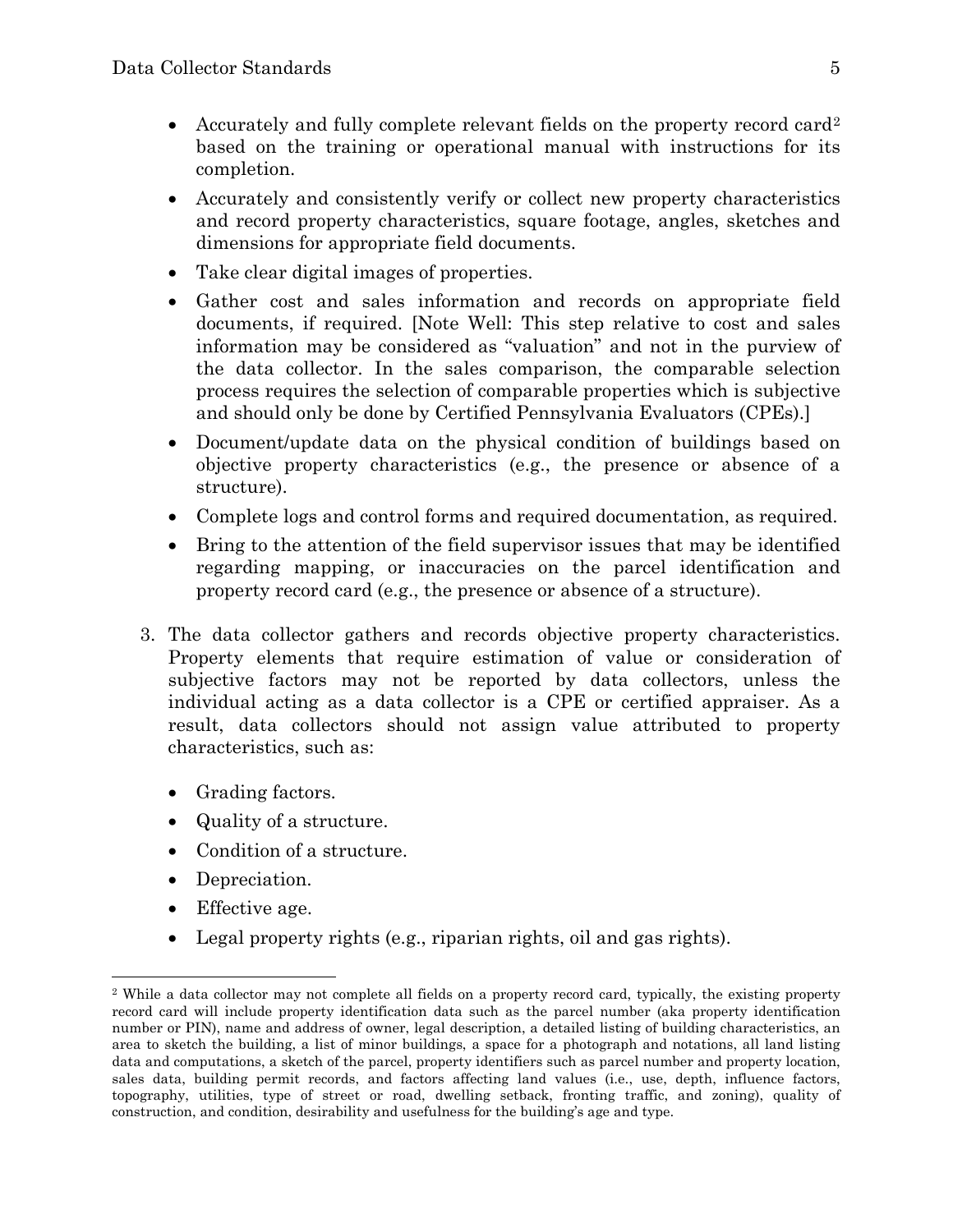- Accurately and fully complete relevant fields on the property record card[2] based on the training or operational manual with instructions for its completion.
- Accurately and consistently verify or collect new property characteristics and record property characteristics, square footage, angles, sketches and dimensions for appropriate field documents.
- Take clear digital images of properties.
- Gather cost and sales information and records on appropriate field documents, if required. [Note Well: This step relative to cost and sales information may be considered as "valuation" and not in the purview of the data collector. In the sales comparison, the comparable selection process requires the selection of comparable properties which is subjective and should only be done by Certified Pennsylvania Evaluators (CPEs).]
- Document/update data on the physical condition of buildings based on objective property characteristics (e.g., the presence or absence of a structure).
- Complete logs and control forms and required documentation, as required.
- Bring to the attention of the field supervisor issues that may be identified regarding mapping, or inaccuracies on the parcel identification and property record card (e.g., the presence or absence of a structure).

3. The data collector gathers and records objective property characteristics. Property elements that require estimation of value or consideration of subjective factors may not be reported by data collectors, unless the individual acting as a data collector is a CPE or certified appraiser. As a result, data collectors should not assign value attributed to property characteristics, such as:

   - Grading factors.
   - Quality of a structure.
   - Condition of a structure.
   - Depreciation.
   - Effective age.
   - Legal property rights (e.g., riparian rights, oil and gas rights).

---

[2] While a data collector may not complete all fields on a property record card, typically, the existing property record card will include property identification data such as the parcel number (aka property identification number or PIN), name and address of owner, legal description, a detailed listing of building characteristics, an area to sketch the building, a list of minor buildings, a space for a photograph and notations, all land listing data and computations, a sketch of the parcel, property identifiers such as parcel number and property location, sales data, building permit records, and factors affecting land values (i.e., use, depth, influence factors, topography, utilities, type of street or road, dwelling setback, fronting traffic, and zoning), quality of construction, and condition, desirability and usefulness for the building's age and type.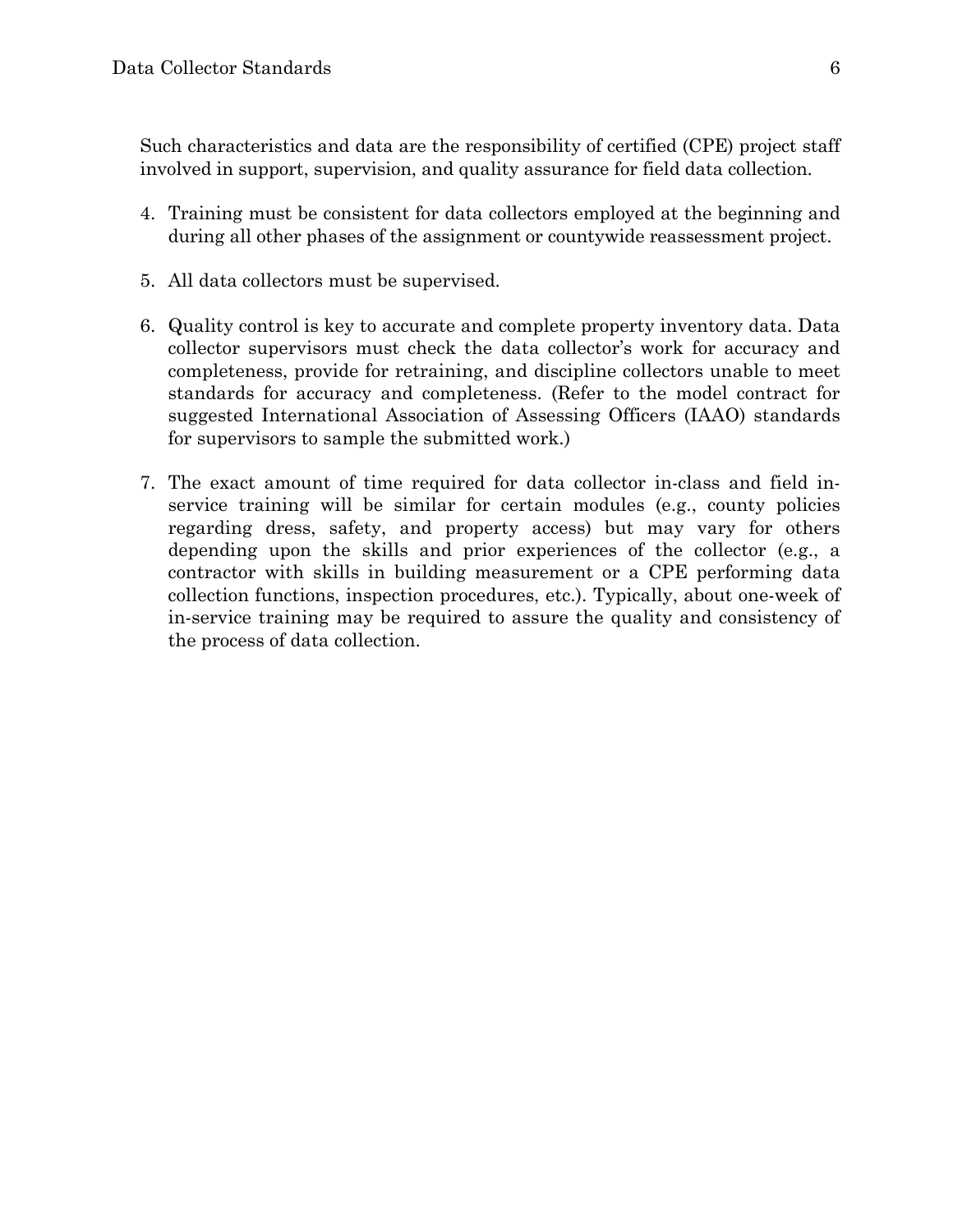Such characteristics and data are the responsibility of certified (CPE) project staff involved in support, supervision, and quality assurance for field data collection.

4. Training must be consistent for data collectors employed at the beginning and during all other phases of the assignment or countywide reassessment project.

5. All data collectors must be supervised.

6. Quality control is key to accurate and complete property inventory data. Data collector supervisors must check the data collector's work for accuracy and completeness, provide for retraining, and discipline collectors unable to meet standards for accuracy and completeness. (Refer to the model contract for suggested International Association of Assessing Officers (IAAO) standards for supervisors to sample the submitted work.)

7. The exact amount of time required for data collector in-class and field in-service training will be similar for certain modules (e.g., county policies regarding dress, safety, and property access) but may vary for others depending upon the skills and prior experiences of the collector (e.g., a contractor with skills in building measurement or a CPE performing data collection functions, inspection procedures, etc.). Typically, about one-week of in-service training may be required to assure the quality and consistency of the process of data collection.